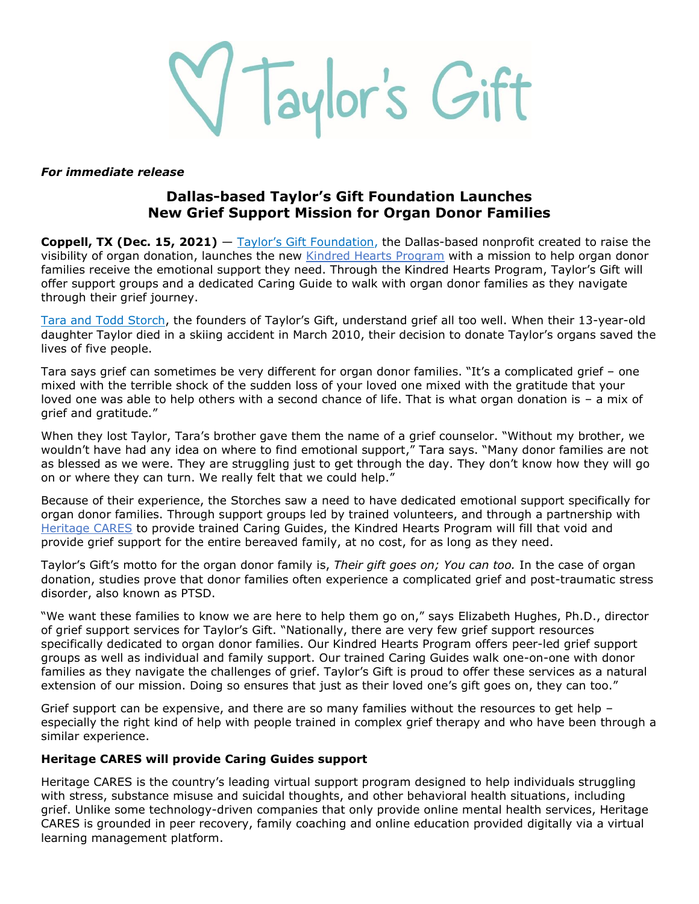Taylor's Gift

***For immediate release***

## Dallas-based Taylor's Gift Foundation Launches New Grief Support Mission for Organ Donor Families

**Coppell, TX (Dec. 15, 2021)** — Taylor's Gift Foundation, the Dallas-based nonprofit created to raise the visibility of organ donation, launches the new Kindred Hearts Program with a mission to help organ donor families receive the emotional support they need. Through the Kindred Hearts Program, Taylor's Gift will offer support groups and a dedicated Caring Guide to walk with organ donor families as they navigate through their grief journey.

Tara and Todd Storch, the founders of Taylor's Gift, understand grief all too well. When their 13-year-old daughter Taylor died in a skiing accident in March 2010, their decision to donate Taylor's organs saved the lives of five people.

Tara says grief can sometimes be very different for organ donor families. "It's a complicated grief – one mixed with the terrible shock of the sudden loss of your loved one mixed with the gratitude that your loved one was able to help others with a second chance of life. That is what organ donation is – a mix of grief and gratitude."

When they lost Taylor, Tara's brother gave them the name of a grief counselor. "Without my brother, we wouldn't have had any idea on where to find emotional support," Tara says. "Many donor families are not as blessed as we were. They are struggling just to get through the day. They don't know how they will go on or where they can turn. We really felt that we could help."

Because of their experience, the Storches saw a need to have dedicated emotional support specifically for organ donor families. Through support groups led by trained volunteers, and through a partnership with Heritage CARES to provide trained Caring Guides, the Kindred Hearts Program will fill that void and provide grief support for the entire bereaved family, at no cost, for as long as they need.

Taylor's Gift's motto for the organ donor family is, *Their gift goes on; You can too.* In the case of organ donation, studies prove that donor families often experience a complicated grief and post-traumatic stress disorder, also known as PTSD.

"We want these families to know we are here to help them go on," says Elizabeth Hughes, Ph.D., director of grief support services for Taylor's Gift. "Nationally, there are very few grief support resources specifically dedicated to organ donor families. Our Kindred Hearts Program offers peer-led grief support groups as well as individual and family support. Our trained Caring Guides walk one-on-one with donor families as they navigate the challenges of grief. Taylor's Gift is proud to offer these services as a natural extension of our mission. Doing so ensures that just as their loved one's gift goes on, they can too."

Grief support can be expensive, and there are so many families without the resources to get help – especially the right kind of help with people trained in complex grief therapy and who have been through a similar experience.

**Heritage CARES will provide Caring Guides support**

Heritage CARES is the country's leading virtual support program designed to help individuals struggling with stress, substance misuse and suicidal thoughts, and other behavioral health situations, including grief. Unlike some technology-driven companies that only provide online mental health services, Heritage CARES is grounded in peer recovery, family coaching and online education provided digitally via a virtual learning management platform.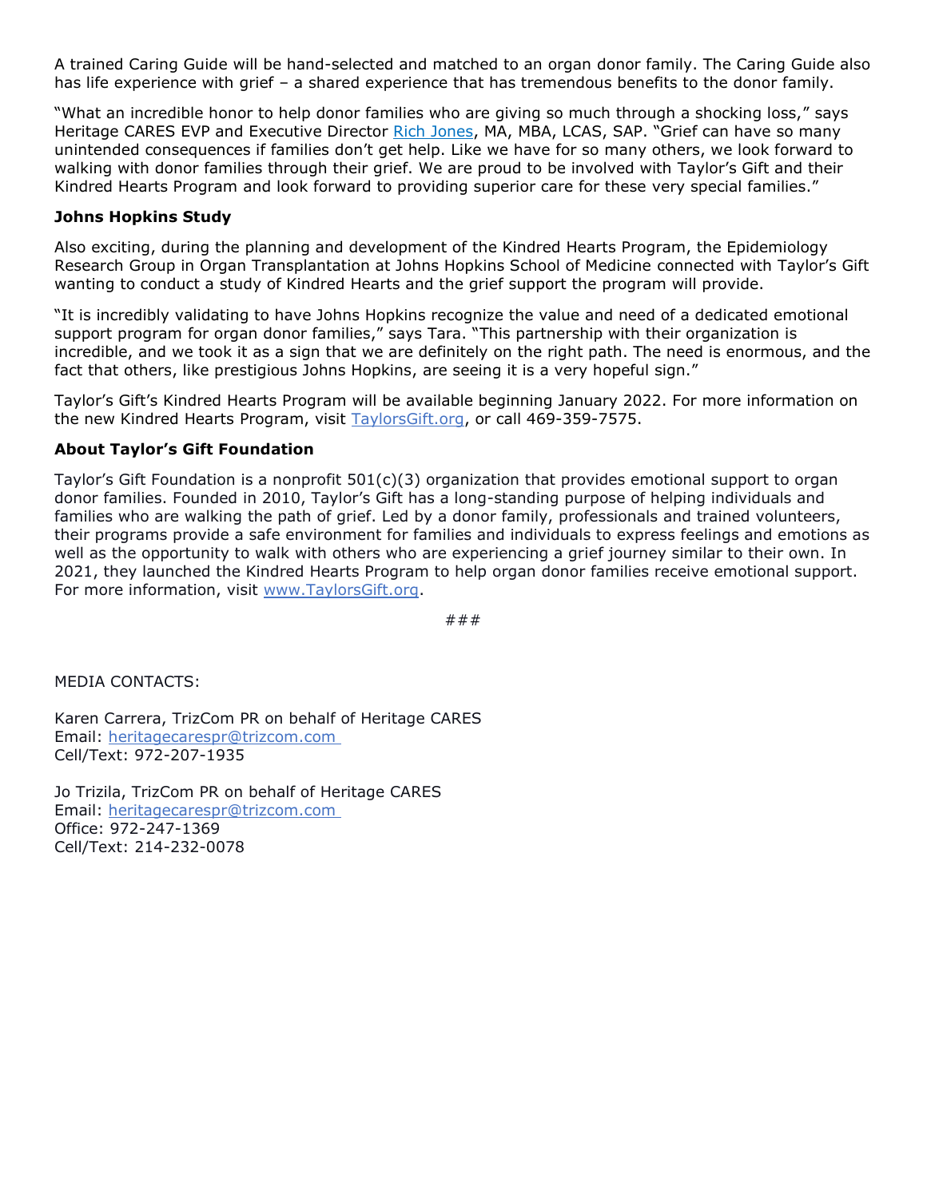A trained Caring Guide will be hand-selected and matched to an organ donor family. The Caring Guide also has life experience with grief – a shared experience that has tremendous benefits to the donor family.

"What an incredible honor to help donor families who are giving so much through a shocking loss," says Heritage CARES EVP and Executive Director Rich Jones, MA, MBA, LCAS, SAP. "Grief can have so many unintended consequences if families don't get help. Like we have for so many others, we look forward to walking with donor families through their grief. We are proud to be involved with Taylor's Gift and their Kindred Hearts Program and look forward to providing superior care for these very special families."

**Johns Hopkins Study**

Also exciting, during the planning and development of the Kindred Hearts Program, the Epidemiology Research Group in Organ Transplantation at Johns Hopkins School of Medicine connected with Taylor's Gift wanting to conduct a study of Kindred Hearts and the grief support the program will provide.

"It is incredibly validating to have Johns Hopkins recognize the value and need of a dedicated emotional support program for organ donor families," says Tara. "This partnership with their organization is incredible, and we took it as a sign that we are definitely on the right path. The need is enormous, and the fact that others, like prestigious Johns Hopkins, are seeing it is a very hopeful sign."

Taylor's Gift's Kindred Hearts Program will be available beginning January 2022. For more information on the new Kindred Hearts Program, visit TaylorsGift.org, or call 469-359-7575.

**About Taylor's Gift Foundation**

Taylor's Gift Foundation is a nonprofit 501(c)(3) organization that provides emotional support to organ donor families. Founded in 2010, Taylor's Gift has a long-standing purpose of helping individuals and families who are walking the path of grief. Led by a donor family, professionals and trained volunteers, their programs provide a safe environment for families and individuals to express feelings and emotions as well as the opportunity to walk with others who are experiencing a grief journey similar to their own. In 2021, they launched the Kindred Hearts Program to help organ donor families receive emotional support. For more information, visit www.TaylorsGift.org.

###

MEDIA CONTACTS:

Karen Carrera, TrizCom PR on behalf of Heritage CARES
Email: heritagecarespr@trizcom.com
Cell/Text: 972-207-1935

Jo Trizila, TrizCom PR on behalf of Heritage CARES
Email: heritagecarespr@trizcom.com
Office: 972-247-1369
Cell/Text: 214-232-0078